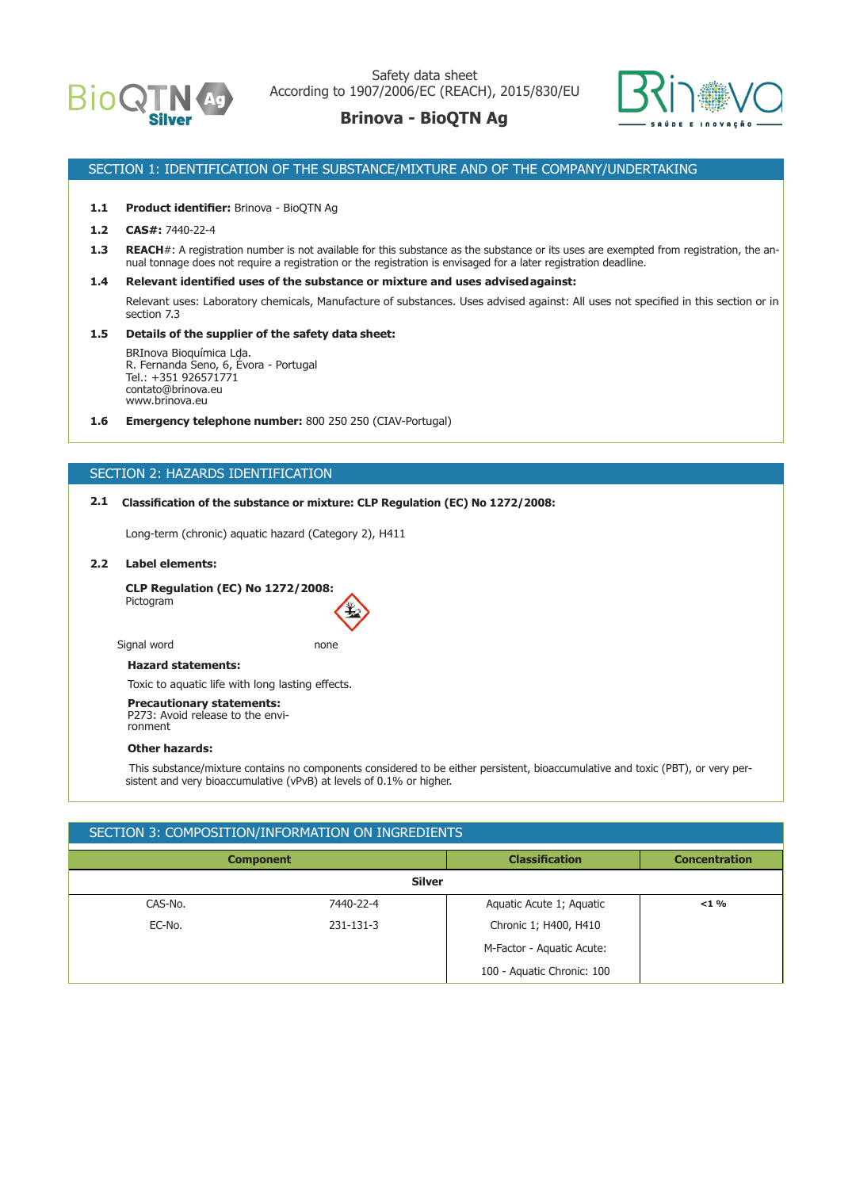Safety data sheet
According to 1907/2006/EC (REACH), 2015/830/EU

**Brinova - BioQTN Ag**

## SECTION 1: IDENTIFICATION OF THE SUBSTANCE/MIXTURE AND OF THE COMPANY/UNDERTAKING

**1.1 Product identifier:** Brinova - BioQTN Ag

**1.2 CAS#:** 7440-22-4

**1.3 REACH#**: A registration number is not available for this substance as the substance or its uses are exempted from registration, the annual tonnage does not require a registration or the registration is envisaged for a later registration deadline.

**1.4 Relevant identified uses of the substance or mixture and uses advised against:**

Relevant uses: Laboratory chemicals, Manufacture of substances. Uses advised against: All uses not specified in this section or in section 7.3

**1.5 Details of the supplier of the safety data sheet:**

BRInova Bioquímica Lda.
R. Fernanda Seno, 6, Évora - Portugal
Tel.: +351 926571771
contato@brinova.eu
www.brinova.eu

**1.6 Emergency telephone number:** 800 250 250 (CIAV-Portugal)

## SECTION 2: HAZARDS IDENTIFICATION

**2.1 Classification of the substance or mixture: CLP Regulation (EC) No 1272/2008:**

Long-term (chronic) aquatic hazard (Category 2), H411

**2.2 Label elements:**

**CLP Regulation (EC) No 1272/2008:**
Pictogram

Signal word none

**Hazard statements:**

Toxic to aquatic life with long lasting effects.

**Precautionary statements:**
P273: Avoid release to the environment

**Other hazards:**

This substance/mixture contains no components considered to be either persistent, bioaccumulative and toxic (PBT), or very persistent and very bioaccumulative (vPvB) at levels of 0.1% or higher.

## SECTION 3: COMPOSITION/INFORMATION ON INGREDIENTS

| Component | | Classification | Concentration |
|---|---|---|---|
| **Silver** | | | |
| CAS-No. | 7440-22-4 | Aquatic Acute 1; Aquatic Chronic 1; H400, H410 | <1 % |
| EC-No. | 231-131-3 | M-Factor - Aquatic Acute: 100 - Aquatic Chronic: 100 | |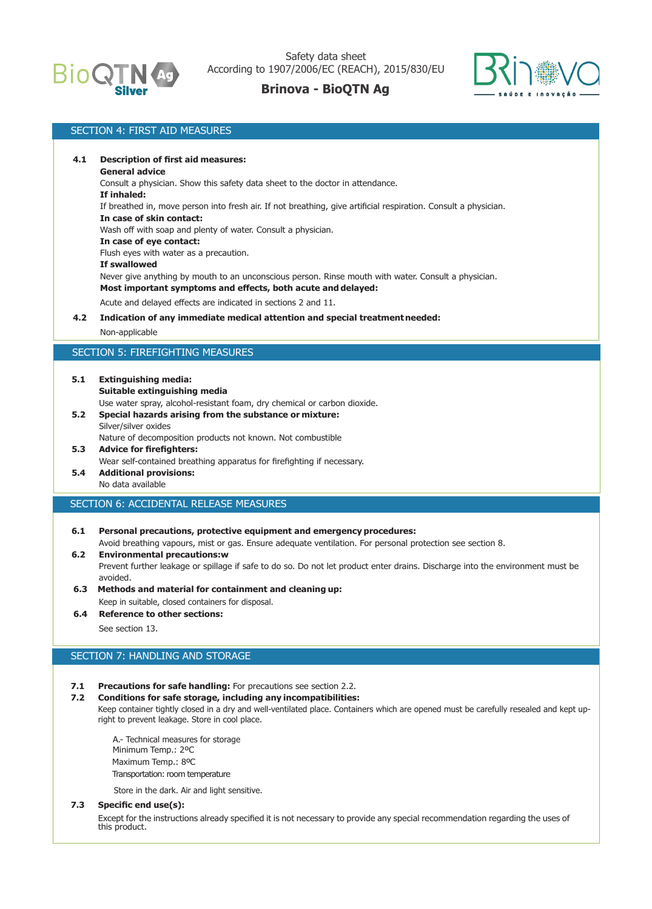## SECTION 4: FIRST AID MEASURES

**4.1 Description of first aid measures:**

**General advice**

Consult a physician. Show this safety data sheet to the doctor in attendance.

**If inhaled:**

If breathed in, move person into fresh air. If not breathing, give artificial respiration. Consult a physician.

**In case of skin contact:**

Wash off with soap and plenty of water. Consult a physician.

**In case of eye contact:**

Flush eyes with water as a precaution.

**If swallowed**

Never give anything by mouth to an unconscious person. Rinse mouth with water. Consult a physician.

**Most important symptoms and effects, both acute and delayed:**

Acute and delayed effects are indicated in sections 2 and 11.

**4.2 Indication of any immediate medical attention and special treatment needed:**

Non-applicable

## SECTION 5: FIREFIGHTING MEASURES

**5.1 Extinguishing media:**

**Suitable extinguishing media**

Use water spray, alcohol-resistant foam, dry chemical or carbon dioxide.

**5.2 Special hazards arising from the substance or mixture:**

Silver/silver oxides

Nature of decomposition products not known. Not combustible

**5.3 Advice for firefighters:**

Wear self-contained breathing apparatus for firefighting if necessary.

**5.4 Additional provisions:**

No data available

## SECTION 6: ACCIDENTAL RELEASE MEASURES

**6.1 Personal precautions, protective equipment and emergency procedures:**

Avoid breathing vapours, mist or gas. Ensure adequate ventilation. For personal protection see section 8.

**6.2 Environmental precautions:w**

Prevent further leakage or spillage if safe to do so. Do not let product enter drains. Discharge into the environment must be avoided.

**6.3 Methods and material for containment and cleaning up:**

Keep in suitable, closed containers for disposal.

**6.4 Reference to other sections:**

See section 13.

## SECTION 7: HANDLING AND STORAGE

**7.1 Precautions for safe handling:** For precautions see section 2.2.

**7.2 Conditions for safe storage, including any incompatibilities:**

Keep container tightly closed in a dry and well-ventilated place. Containers which are opened must be carefully resealed and kept upright to prevent leakage. Store in cool place.

A.- Technical measures for storage
Minimum Temp.: 2ºC
Maximum Temp.: 8ºC
Transportation: room temperature

Store in the dark. Air and light sensitive.

**7.3 Specific end use(s):**

Except for the instructions already specified it is not necessary to provide any special recommendation regarding the uses of this product.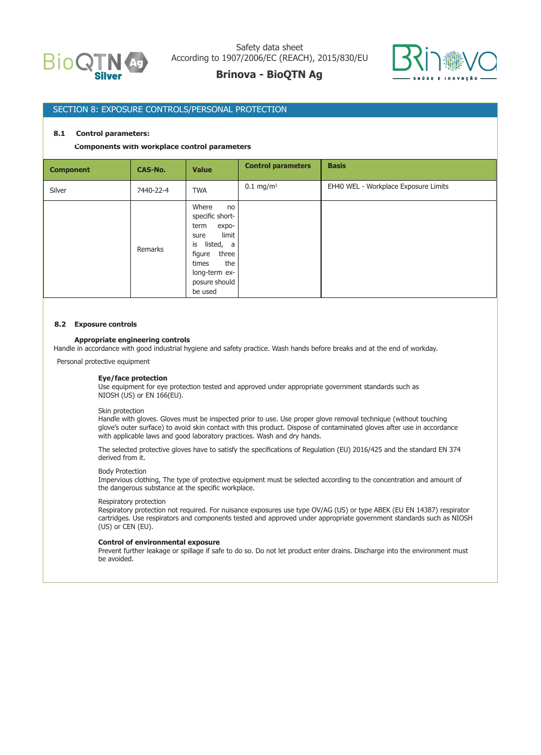## SECTION 8: EXPOSURE CONTROLS/PERSONAL PROTECTION

### 8.1 Control parameters:

**Components with workplace control parameters**

| Component | CAS-No. | Value | Control parameters | Basis |
|---|---|---|---|---|
| Silver | 7440-22-4 | TWA | 0.1 mg/m$^3$ | EH40 WEL - Workplace Exposure Limits |
| | Remarks | Where no specific short-term exposure limit is listed, a figure three times the long-term exposure should be used | | |

### 8.2 Exposure controls

**Appropriate engineering controls**

Handle in accordance with good industrial hygiene and safety practice. Wash hands before breaks and at the end of workday.

Personal protective equipment

**Eye/face protection**
Use equipment for eye protection tested and approved under appropriate government standards such as NIOSH (US) or EN 166(EU).

Skin protection
Handle with gloves. Gloves must be inspected prior to use. Use proper glove removal technique (without touching glove's outer surface) to avoid skin contact with this product. Dispose of contaminated gloves after use in accordance with applicable laws and good laboratory practices. Wash and dry hands.

The selected protective gloves have to satisfy the specifications of Regulation (EU) 2016/425 and the standard EN 374 derived from it.

Body Protection
Impervious clothing, The type of protective equipment must be selected according to the concentration and amount of the dangerous substance at the specific workplace.

Respiratory protection
Respiratory protection not required. For nuisance exposures use type OV/AG (US) or type ABEK (EU EN 14387) respirator cartridges. Use respirators and components tested and approved under appropriate government standards such as NIOSH (US) or CEN (EU).

**Control of environmental exposure**
Prevent further leakage or spillage if safe to do so. Do not let product enter drains. Discharge into the environment must be avoided.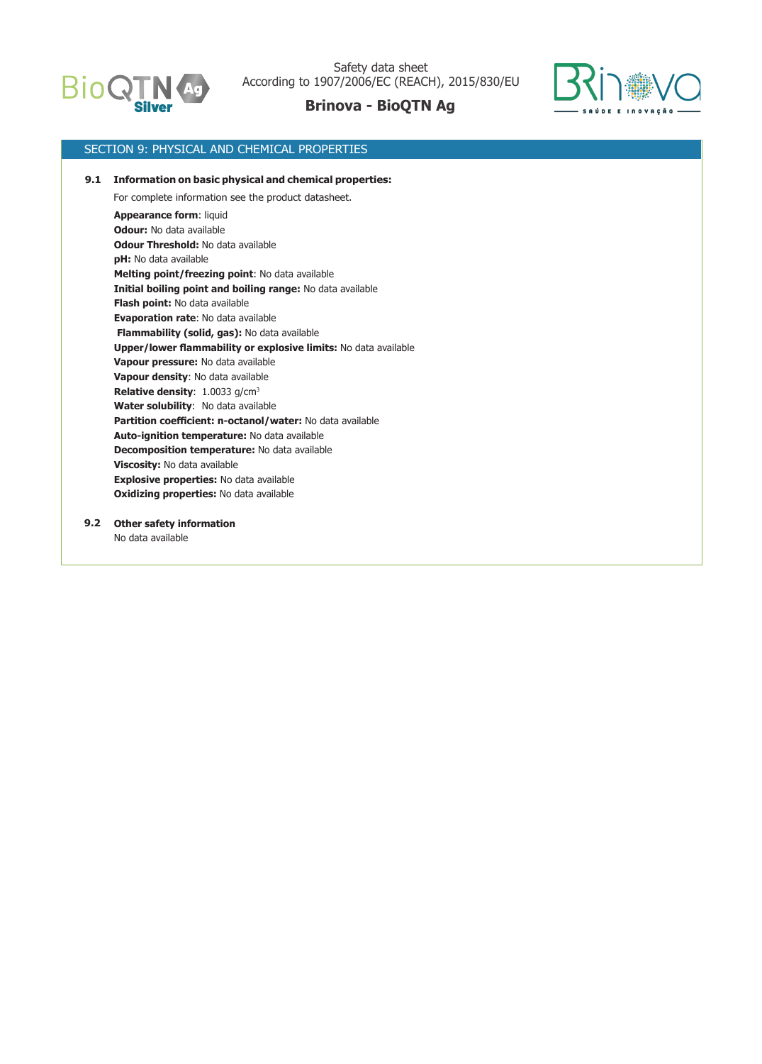## SECTION 9: PHYSICAL AND CHEMICAL PROPERTIES

**9.1 Information on basic physical and chemical properties:**

For complete information see the product datasheet.

**Appearance form**: liquid
**Odour:** No data available
**Odour Threshold:** No data available
**pH:** No data available
**Melting point/freezing point**: No data available
**Initial boiling point and boiling range:** No data available
**Flash point:** No data available
**Evaporation rate**: No data available
**Flammability (solid, gas):** No data available
**Upper/lower flammability or explosive limits:** No data available
**Vapour pressure:** No data available
**Vapour density**: No data available
**Relative density**: 1.0033 g/cm$^3$
**Water solubility**: No data available
**Partition coefficient: n-octanol/water:** No data available
**Auto-ignition temperature:** No data available
**Decomposition temperature:** No data available
**Viscosity:** No data available
**Explosive properties:** No data available
**Oxidizing properties:** No data available

**9.2 Other safety information**

No data available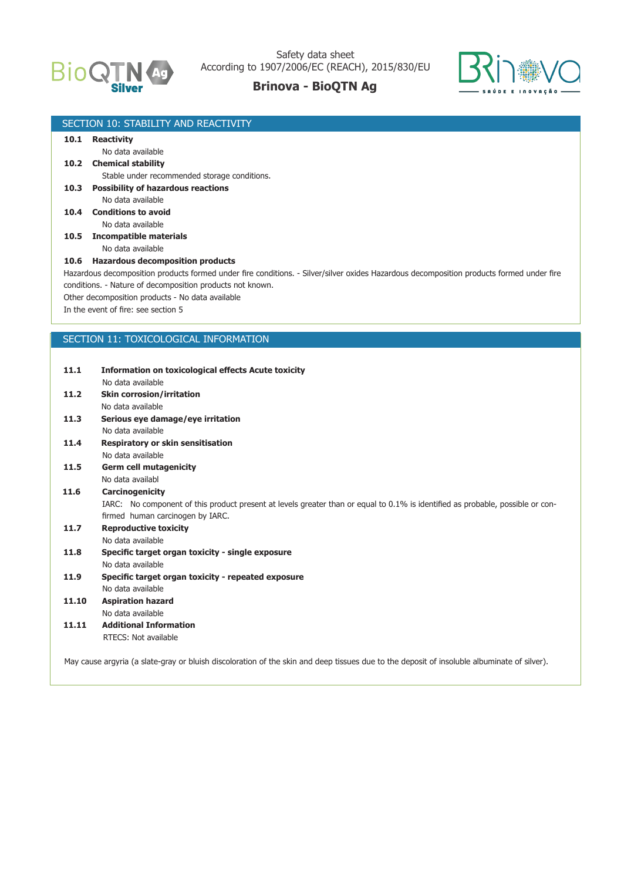## SECTION 10: STABILITY AND REACTIVITY

**10.1 Reactivity**

No data available

**10.2 Chemical stability**

Stable under recommended storage conditions.

**10.3 Possibility of hazardous reactions**

No data available

**10.4 Conditions to avoid**

No data available

**10.5 Incompatible materials**

No data available

**10.6 Hazardous decomposition products**

Hazardous decomposition products formed under fire conditions. - Silver/silver oxides Hazardous decomposition products formed under fire conditions. - Nature of decomposition products not known.

Other decomposition products - No data available

In the event of fire: see section 5

## SECTION 11: TOXICOLOGICAL INFORMATION

**11.1 Information on toxicological effects Acute toxicity**

No data available

**11.2 Skin corrosion/irritation**

No data available

**11.3 Serious eye damage/eye irritation**

No data available

**11.4 Respiratory or skin sensitisation**

No data available

**11.5 Germ cell mutagenicity**

No data availabl

**11.6 Carcinogenicity**

IARC: No component of this product present at levels greater than or equal to 0.1% is identified as probable, possible or confirmed human carcinogen by IARC.

**11.7 Reproductive toxicity**

No data available

**11.8 Specific target organ toxicity - single exposure**

No data available

**11.9 Specific target organ toxicity - repeated exposure**

No data available

**11.10 Aspiration hazard**

No data available

**11.11 Additional Information**

RTECS: Not available

May cause argyria (a slate-gray or bluish discoloration of the skin and deep tissues due to the deposit of insoluble albuminate of silver).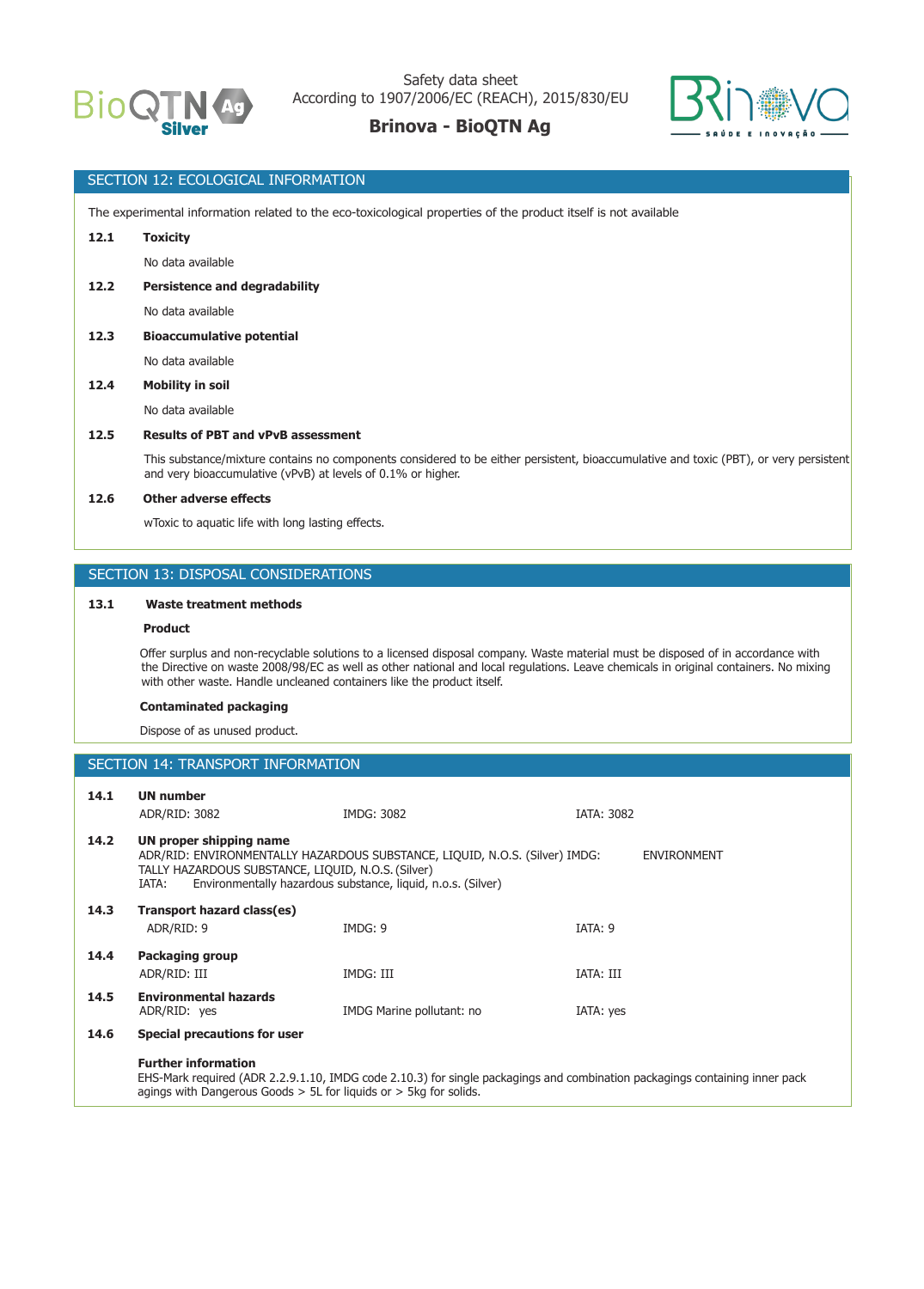## SECTION 12: ECOLOGICAL INFORMATION

The experimental information related to the eco-toxicological properties of the product itself is not available

**12.1 Toxicity**

No data available

**12.2 Persistence and degradability**

No data available

**12.3 Bioaccumulative potential**

No data available

**12.4 Mobility in soil**

No data available

**12.5 Results of PBT and vPvB assessment**

This substance/mixture contains no components considered to be either persistent, bioaccumulative and toxic (PBT), or very persistent and very bioaccumulative (vPvB) at levels of 0.1% or higher.

**12.6 Other adverse effects**

wToxic to aquatic life with long lasting effects.

## SECTION 13: DISPOSAL CONSIDERATIONS

**13.1 Waste treatment methods**

**Product**

Offer surplus and non-recyclable solutions to a licensed disposal company. Waste material must be disposed of in accordance with the Directive on waste 2008/98/EC as well as other national and local regulations. Leave chemicals in original containers. No mixing with other waste. Handle uncleaned containers like the product itself.

**Contaminated packaging**

Dispose of as unused product.

## SECTION 14: TRANSPORT INFORMATION

**14.1 UN number**

| ADR/RID: 3082 | IMDG: 3082 | IATA: 3082 |
|---|---|---|

**14.2 UN proper shipping name**

ADR/RID: ENVIRONMENTALLY HAZARDOUS SUBSTANCE, LIQUID, N.O.S. (Silver) IMDG: ENVIRONMENT
TALLY HAZARDOUS SUBSTANCE, LIQUID, N.O.S. (Silver)
IATA: Environmentally hazardous substance, liquid, n.o.s. (Silver)

**14.3 Transport hazard class(es)**

| ADR/RID: 9 | IMDG: 9 | IATA: 9 |
|---|---|---|

**14.4 Packaging group**

| ADR/RID: III | IMDG: III | IATA: III |
|---|---|---|

**14.5 Environmental hazards**

| ADR/RID: yes | IMDG Marine pollutant: no | IATA: yes |
|---|---|---|

**14.6 Special precautions for user**

**Further information**

EHS-Mark required (ADR 2.2.9.1.10, IMDG code 2.10.3) for single packagings and combination packagings containing inner pack agings with Dangerous Goods > 5L for liquids or > 5kg for solids.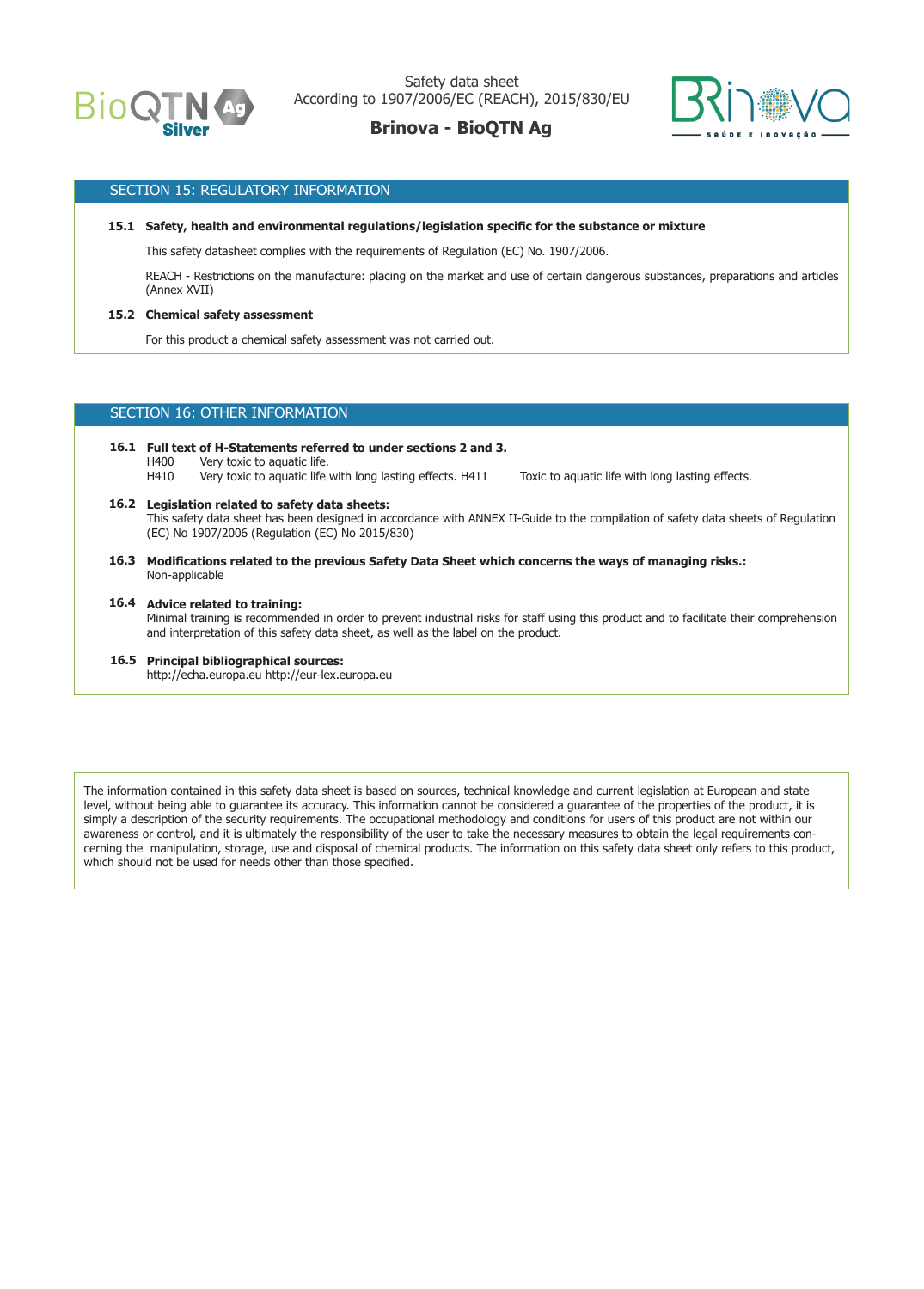## SECTION 15: REGULATORY INFORMATION

**15.1 Safety, health and environmental regulations/legislation specific for the substance or mixture**

This safety datasheet complies with the requirements of Regulation (EC) No. 1907/2006.

REACH - Restrictions on the manufacture: placing on the market and use of certain dangerous substances, preparations and articles (Annex XVII)

**15.2 Chemical safety assessment**

For this product a chemical safety assessment was not carried out.

## SECTION 16: OTHER INFORMATION

**16.1 Full text of H-Statements referred to under sections 2 and 3.**

H400 Very toxic to aquatic life.
H410 Very toxic to aquatic life with long lasting effects. H411 Toxic to aquatic life with long lasting effects.

**16.2 Legislation related to safety data sheets:**
This safety data sheet has been designed in accordance with ANNEX II-Guide to the compilation of safety data sheets of Regulation (EC) No 1907/2006 (Regulation (EC) No 2015/830)

**16.3 Modifications related to the previous Safety Data Sheet which concerns the ways of managing risks.:**
Non-applicable

**16.4 Advice related to training:**
Minimal training is recommended in order to prevent industrial risks for staff using this product and to facilitate their comprehension and interpretation of this safety data sheet, as well as the label on the product.

**16.5 Principal bibliographical sources:**
http://echa.europa.eu http://eur-lex.europa.eu

The information contained in this safety data sheet is based on sources, technical knowledge and current legislation at European and state level, without being able to guarantee its accuracy. This information cannot be considered a guarantee of the properties of the product, it is simply a description of the security requirements. The occupational methodology and conditions for users of this product are not within our awareness or control, and it is ultimately the responsibility of the user to take the necessary measures to obtain the legal requirements concerning the manipulation, storage, use and disposal of chemical products. The information on this safety data sheet only refers to this product, which should not be used for needs other than those specified.